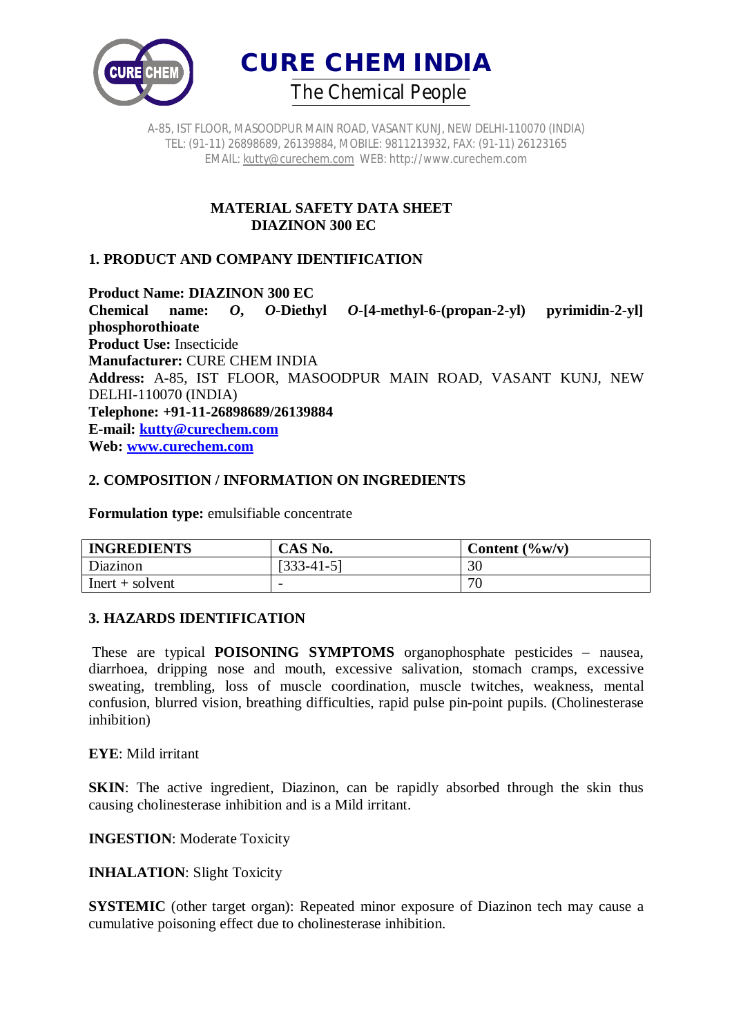# CURE CHEM INDIA

The Chemical People

A-85, IST FLOOR, MASOODPUR MAIN ROAD, VASANT KUNJ, NEW DELHI-110070 (INDIA)
TEL: (91-11) 26898689, 26139884, MOBILE: 9811213932, FAX: (91-11) 26123165
EMAIL: kutty@curechem.com WEB: http://www.curechem.com

## MATERIAL SAFETY DATA SHEET
## DIAZINON 300 EC

### 1. PRODUCT AND COMPANY IDENTIFICATION

**Product Name: DIAZINON 300 EC**
**Chemical name: *O*, *O*-Diethyl *O*-[4-methyl-6-(propan-2-yl) pyrimidin-2-yl] phosphorothioate**
**Product Use:** Insecticide
**Manufacturer:** CURE CHEM INDIA
**Address:** A-85, IST FLOOR, MASOODPUR MAIN ROAD, VASANT KUNJ, NEW DELHI-110070 (INDIA)
**Telephone: +91-11-26898689/26139884**
**E-mail: kutty@curechem.com**
**Web: www.curechem.com**

### 2. COMPOSITION / INFORMATION ON INGREDIENTS

**Formulation type:** emulsifiable concentrate

| INGREDIENTS | CAS No. | Content (%w/v) |
|---|---|---|
| Diazinon | [333-41-5] | 30 |
| Inert + solvent | - | 70 |

### 3. HAZARDS IDENTIFICATION

These are typical **POISONING SYMPTOMS** organophosphate pesticides – nausea, diarrhoea, dripping nose and mouth, excessive salivation, stomach cramps, excessive sweating, trembling, loss of muscle coordination, muscle twitches, weakness, mental confusion, blurred vision, breathing difficulties, rapid pulse pin-point pupils. (Cholinesterase inhibition)

**EYE**: Mild irritant

**SKIN**: The active ingredient, Diazinon, can be rapidly absorbed through the skin thus causing cholinesterase inhibition and is a Mild irritant.

**INGESTION**: Moderate Toxicity

**INHALATION**: Slight Toxicity

**SYSTEMIC** (other target organ): Repeated minor exposure of Diazinon tech may cause a cumulative poisoning effect due to cholinesterase inhibition.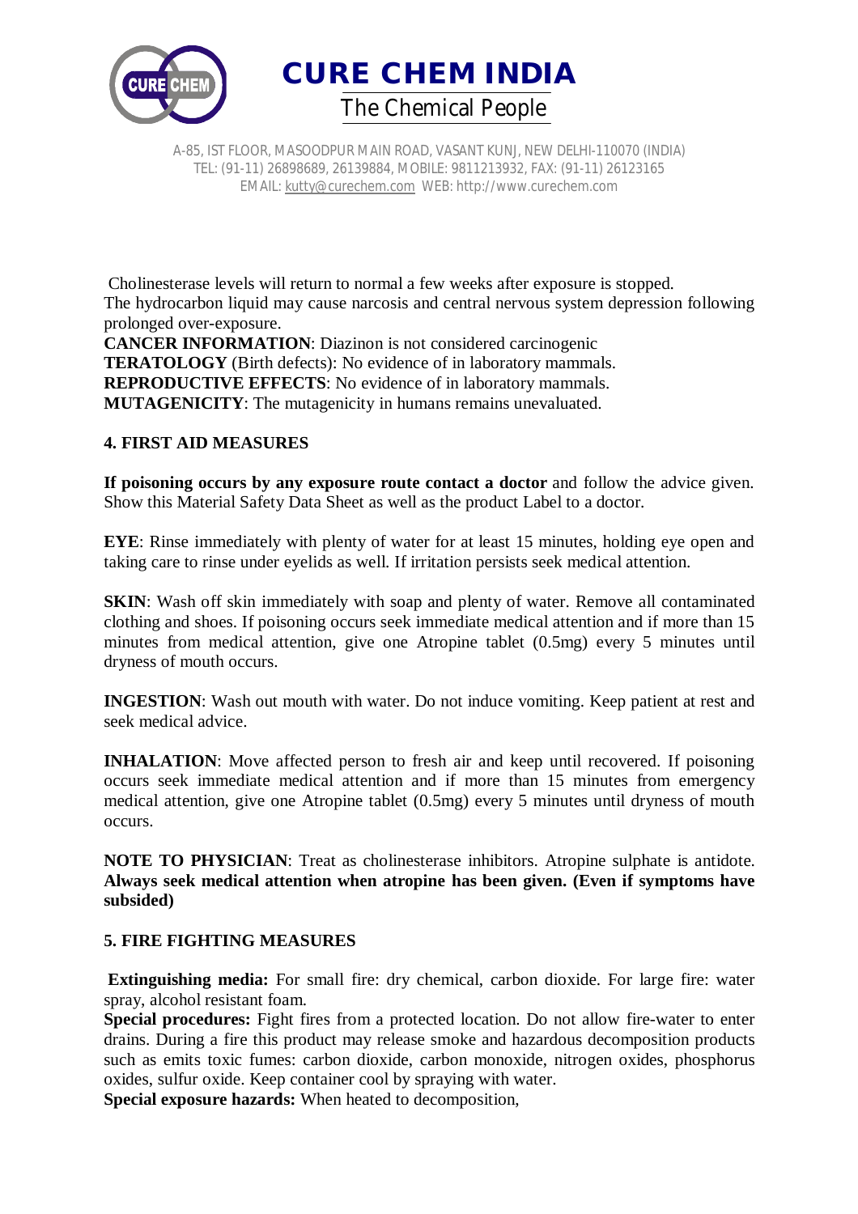Cholinesterase levels will return to normal a few weeks after exposure is stopped.
The hydrocarbon liquid may cause narcosis and central nervous system depression following prolonged over-exposure.
**CANCER INFORMATION**: Diazinon is not considered carcinogenic
**TERATOLOGY** (Birth defects): No evidence of in laboratory mammals.
**REPRODUCTIVE EFFECTS**: No evidence of in laboratory mammals.
**MUTAGENICITY**: The mutagenicity in humans remains unevaluated.

## 4. FIRST AID MEASURES

**If poisoning occurs by any exposure route contact a doctor** and follow the advice given. Show this Material Safety Data Sheet as well as the product Label to a doctor.

**EYE**: Rinse immediately with plenty of water for at least 15 minutes, holding eye open and taking care to rinse under eyelids as well. If irritation persists seek medical attention.

**SKIN**: Wash off skin immediately with soap and plenty of water. Remove all contaminated clothing and shoes. If poisoning occurs seek immediate medical attention and if more than 15 minutes from medical attention, give one Atropine tablet (0.5mg) every 5 minutes until dryness of mouth occurs.

**INGESTION**: Wash out mouth with water. Do not induce vomiting. Keep patient at rest and seek medical advice.

**INHALATION**: Move affected person to fresh air and keep until recovered. If poisoning occurs seek immediate medical attention and if more than 15 minutes from emergency medical attention, give one Atropine tablet (0.5mg) every 5 minutes until dryness of mouth occurs.

**NOTE TO PHYSICIAN**: Treat as cholinesterase inhibitors. Atropine sulphate is antidote. **Always seek medical attention when atropine has been given. (Even if symptoms have subsided)**

## 5. FIRE FIGHTING MEASURES

**Extinguishing media:** For small fire: dry chemical, carbon dioxide. For large fire: water spray, alcohol resistant foam.
**Special procedures:** Fight fires from a protected location. Do not allow fire-water to enter drains. During a fire this product may release smoke and hazardous decomposition products such as emits toxic fumes: carbon dioxide, carbon monoxide, nitrogen oxides, phosphorus oxides, sulfur oxide. Keep container cool by spraying with water.
**Special exposure hazards:** When heated to decomposition,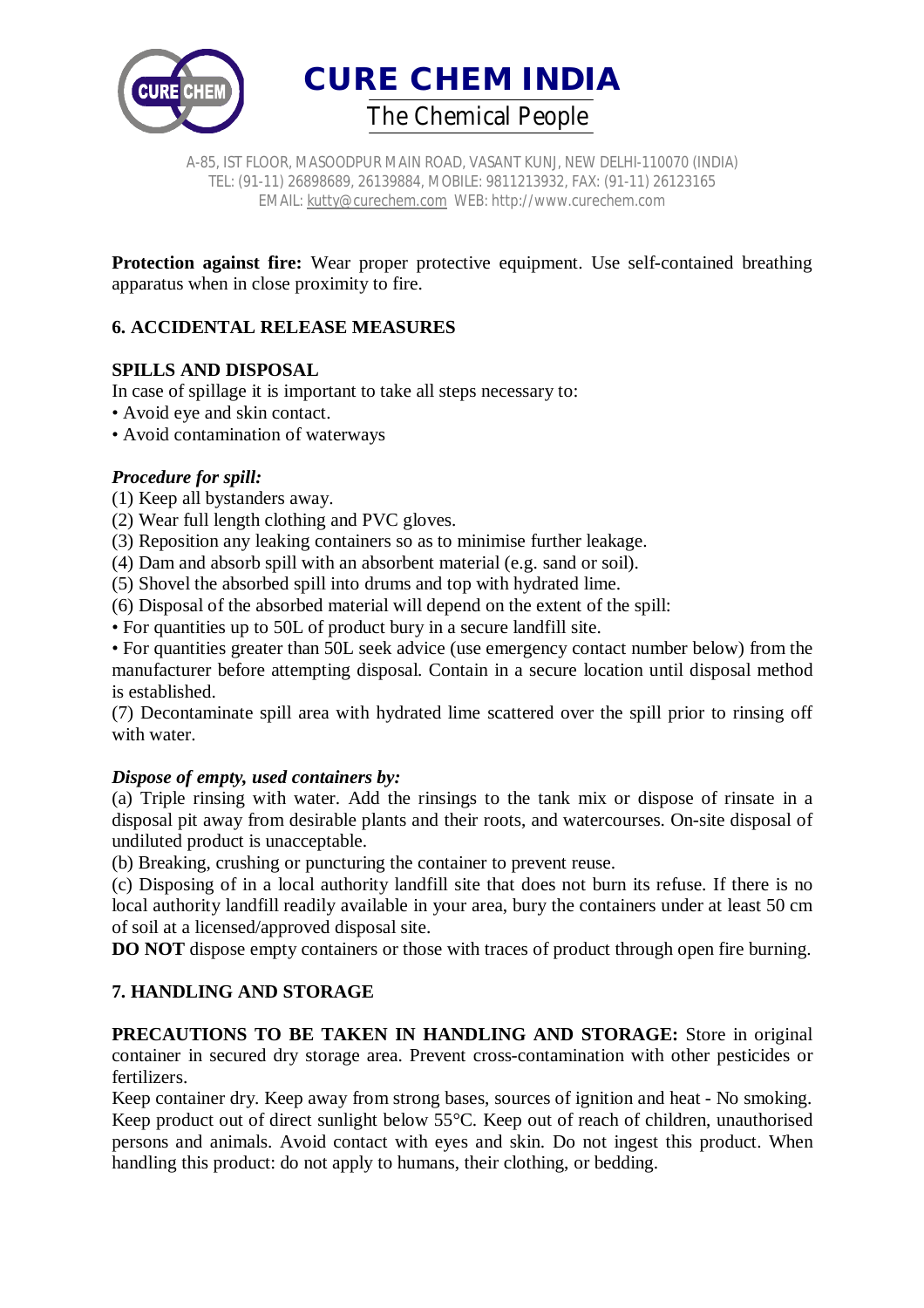**Protection against fire:** Wear proper protective equipment. Use self-contained breathing apparatus when in close proximity to fire.

## 6. ACCIDENTAL RELEASE MEASURES

### SPILLS AND DISPOSAL

In case of spillage it is important to take all steps necessary to:

• Avoid eye and skin contact.
• Avoid contamination of waterways

***Procedure for spill:***

(1) Keep all bystanders away.
(2) Wear full length clothing and PVC gloves.
(3) Reposition any leaking containers so as to minimise further leakage.
(4) Dam and absorb spill with an absorbent material (e.g. sand or soil).
(5) Shovel the absorbed spill into drums and top with hydrated lime.
(6) Disposal of the absorbed material will depend on the extent of the spill:
• For quantities up to 50L of product bury in a secure landfill site.
• For quantities greater than 50L seek advice (use emergency contact number below) from the manufacturer before attempting disposal. Contain in a secure location until disposal method is established.
(7) Decontaminate spill area with hydrated lime scattered over the spill prior to rinsing off with water.

***Dispose of empty, used containers by:***

(a) Triple rinsing with water. Add the rinsings to the tank mix or dispose of rinsate in a disposal pit away from desirable plants and their roots, and watercourses. On-site disposal of undiluted product is unacceptable.
(b) Breaking, crushing or puncturing the container to prevent reuse.
(c) Disposing of in a local authority landfill site that does not burn its refuse. If there is no local authority landfill readily available in your area, bury the containers under at least 50 cm of soil at a licensed/approved disposal site.

**DO NOT** dispose empty containers or those with traces of product through open fire burning.

## 7. HANDLING AND STORAGE

**PRECAUTIONS TO BE TAKEN IN HANDLING AND STORAGE:** Store in original container in secured dry storage area. Prevent cross-contamination with other pesticides or fertilizers.

Keep container dry. Keep away from strong bases, sources of ignition and heat - No smoking. Keep product out of direct sunlight below 55°C. Keep out of reach of children, unauthorised persons and animals. Avoid contact with eyes and skin. Do not ingest this product. When handling this product: do not apply to humans, their clothing, or bedding.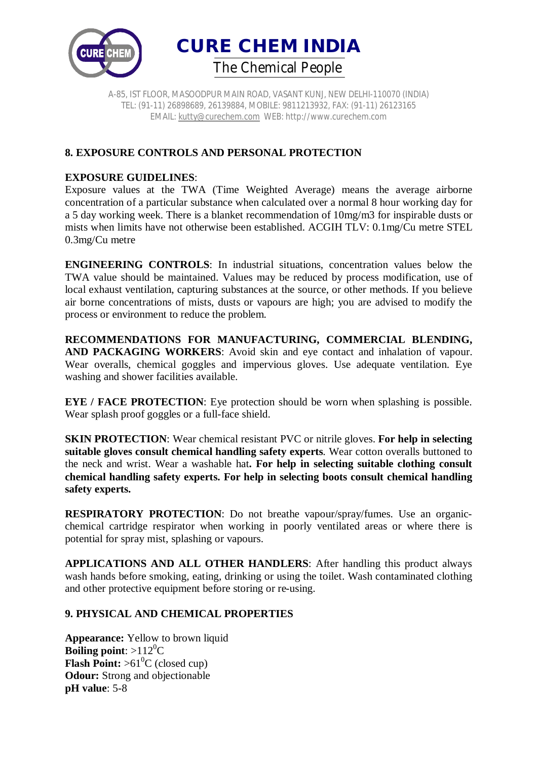## 8. EXPOSURE CONTROLS AND PERSONAL PROTECTION

**EXPOSURE GUIDELINES**:
Exposure values at the TWA (Time Weighted Average) means the average airborne concentration of a particular substance when calculated over a normal 8 hour working day for a 5 day working week. There is a blanket recommendation of 10mg/m3 for inspirable dusts or mists when limits have not otherwise been established. ACGIH TLV: 0.1mg/Cu metre STEL 0.3mg/Cu metre

**ENGINEERING CONTROLS**: In industrial situations, concentration values below the TWA value should be maintained. Values may be reduced by process modification, use of local exhaust ventilation, capturing substances at the source, or other methods. If you believe air borne concentrations of mists, dusts or vapours are high; you are advised to modify the process or environment to reduce the problem.

**RECOMMENDATIONS FOR MANUFACTURING, COMMERCIAL BLENDING, AND PACKAGING WORKERS**: Avoid skin and eye contact and inhalation of vapour. Wear overalls, chemical goggles and impervious gloves. Use adequate ventilation. Eye washing and shower facilities available.

**EYE / FACE PROTECTION**: Eye protection should be worn when splashing is possible. Wear splash proof goggles or a full-face shield.

**SKIN PROTECTION**: Wear chemical resistant PVC or nitrile gloves. **For help in selecting suitable gloves consult chemical handling safety experts**. Wear cotton overalls buttoned to the neck and wrist. Wear a washable hat**. For help in selecting suitable clothing consult chemical handling safety experts. For help in selecting boots consult chemical handling safety experts.**

**RESPIRATORY PROTECTION**: Do not breathe vapour/spray/fumes. Use an organic-chemical cartridge respirator when working in poorly ventilated areas or where there is potential for spray mist, splashing or vapours.

**APPLICATIONS AND ALL OTHER HANDLERS**: After handling this product always wash hands before smoking, eating, drinking or using the toilet. Wash contaminated clothing and other protective equipment before storing or re-using.

## 9. PHYSICAL AND CHEMICAL PROPERTIES

**Appearance:** Yellow to brown liquid
**Boiling point**: >112$^0$C
**Flash Point:** >61$^0$C (closed cup)
**Odour:** Strong and objectionable
**pH value**: 5-8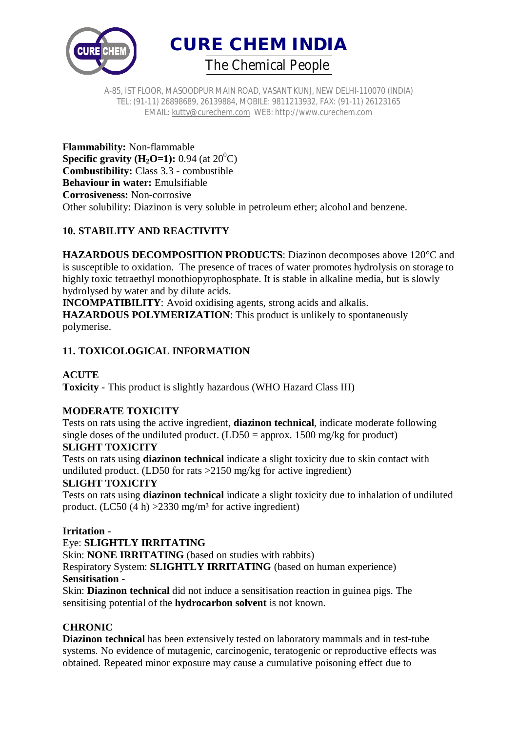**Flammability:** Non-flammable
**Specific gravity ($H_2O$=1):** 0.94 (at $20^0$C)
**Combustibility:** Class 3.3 - combustible
**Behaviour in water:** Emulsifiable
**Corrosiveness:** Non-corrosive
Other solubility: Diazinon is very soluble in petroleum ether; alcohol and benzene.

## 10. STABILITY AND REACTIVITY

**HAZARDOUS DECOMPOSITION PRODUCTS**: Diazinon decomposes above 120°C and is susceptible to oxidation. The presence of traces of water promotes hydrolysis on storage to highly toxic tetraethyl monothiopyrophosphate. It is stable in alkaline media, but is slowly hydrolysed by water and by dilute acids.
**INCOMPATIBILITY**: Avoid oxidising agents, strong acids and alkalis.
**HAZARDOUS POLYMERIZATION**: This product is unlikely to spontaneously polymerise.

## 11. TOXICOLOGICAL INFORMATION

**ACUTE**
**Toxicity** - This product is slightly hazardous (WHO Hazard Class III)

**MODERATE TOXICITY**
Tests on rats using the active ingredient, **diazinon technical**, indicate moderate following single doses of the undiluted product. (LD50 = approx. 1500 mg/kg for product)
**SLIGHT TOXICITY**
Tests on rats using **diazinon technical** indicate a slight toxicity due to skin contact with undiluted product. (LD50 for rats >2150 mg/kg for active ingredient)
**SLIGHT TOXICITY**
Tests on rats using **diazinon technical** indicate a slight toxicity due to inhalation of undiluted product. (LC50 (4 h) >2330 mg/m³ for active ingredient)

**Irritation -**
Eye: **SLIGHTLY IRRITATING**
Skin: **NONE IRRITATING** (based on studies with rabbits)
Respiratory System: **SLIGHTLY IRRITATING** (based on human experience)
**Sensitisation -**
Skin: **Diazinon technical** did not induce a sensitisation reaction in guinea pigs. The sensitising potential of the **hydrocarbon solvent** is not known.

**CHRONIC**
**Diazinon technical** has been extensively tested on laboratory mammals and in test-tube systems. No evidence of mutagenic, carcinogenic, teratogenic or reproductive effects was obtained. Repeated minor exposure may cause a cumulative poisoning effect due to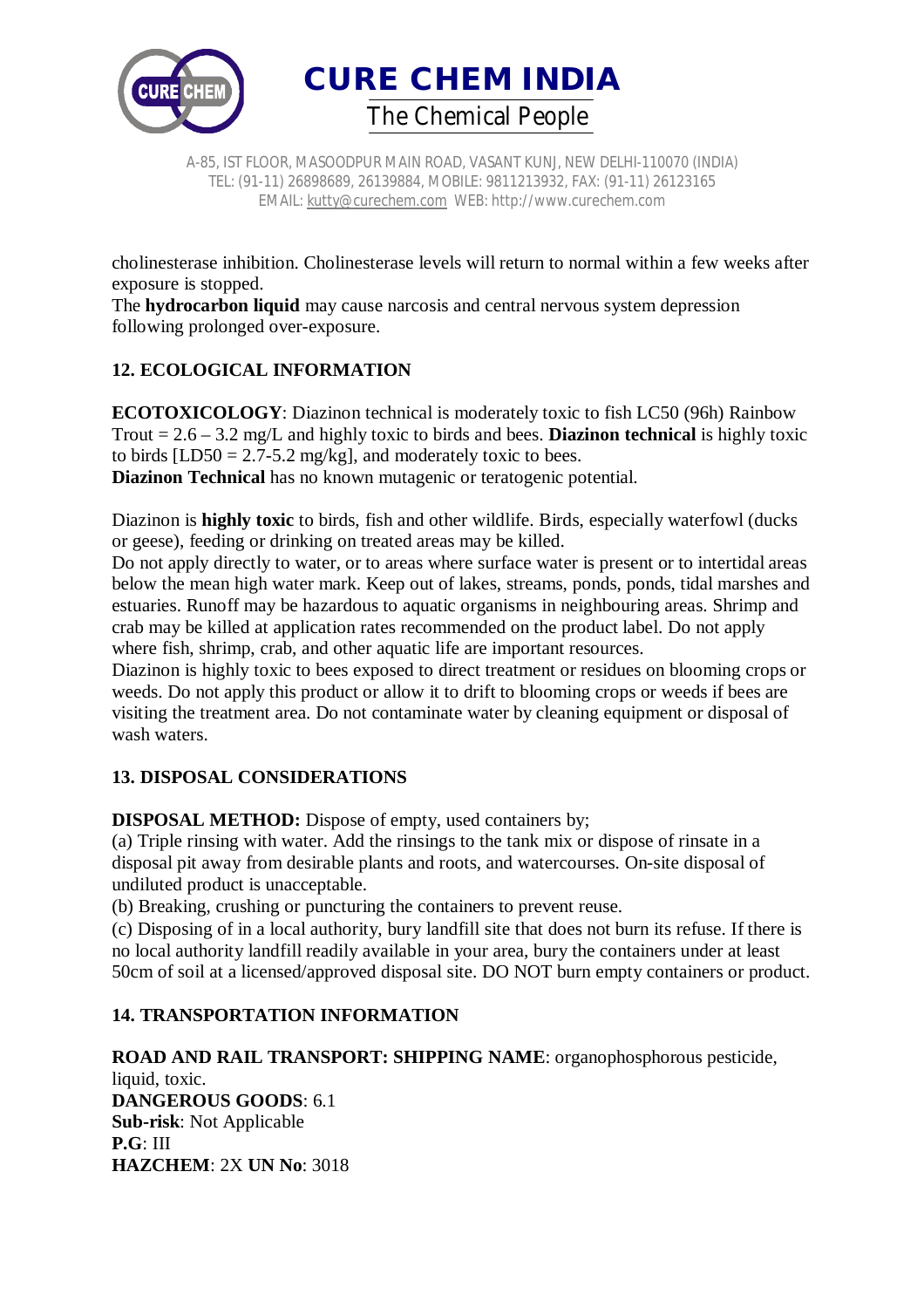cholinesterase inhibition. Cholinesterase levels will return to normal within a few weeks after exposure is stopped.
The **hydrocarbon liquid** may cause narcosis and central nervous system depression following prolonged over-exposure.

## 12. ECOLOGICAL INFORMATION

**ECOTOXICOLOGY**: Diazinon technical is moderately toxic to fish LC50 (96h) Rainbow Trout = 2.6 – 3.2 mg/L and highly toxic to birds and bees. **Diazinon technical** is highly toxic to birds [LD50 = 2.7-5.2 mg/kg], and moderately toxic to bees.
**Diazinon Technical** has no known mutagenic or teratogenic potential.

Diazinon is **highly toxic** to birds, fish and other wildlife. Birds, especially waterfowl (ducks or geese), feeding or drinking on treated areas may be killed.
Do not apply directly to water, or to areas where surface water is present or to intertidal areas below the mean high water mark. Keep out of lakes, streams, ponds, ponds, tidal marshes and estuaries. Runoff may be hazardous to aquatic organisms in neighbouring areas. Shrimp and crab may be killed at application rates recommended on the product label. Do not apply where fish, shrimp, crab, and other aquatic life are important resources.
Diazinon is highly toxic to bees exposed to direct treatment or residues on blooming crops or weeds. Do not apply this product or allow it to drift to blooming crops or weeds if bees are visiting the treatment area. Do not contaminate water by cleaning equipment or disposal of wash waters.

## 13. DISPOSAL CONSIDERATIONS

**DISPOSAL METHOD:** Dispose of empty, used containers by;
(a) Triple rinsing with water. Add the rinsings to the tank mix or dispose of rinsate in a disposal pit away from desirable plants and roots, and watercourses. On-site disposal of undiluted product is unacceptable.
(b) Breaking, crushing or puncturing the containers to prevent reuse.
(c) Disposing of in a local authority, bury landfill site that does not burn its refuse. If there is no local authority landfill readily available in your area, bury the containers under at least 50cm of soil at a licensed/approved disposal site. DO NOT burn empty containers or product.

## 14. TRANSPORTATION INFORMATION

**ROAD AND RAIL TRANSPORT: SHIPPING NAME**: organophosphorous pesticide, liquid, toxic.
**DANGEROUS GOODS**: 6.1
**Sub-risk**: Not Applicable
**P.G**: III
**HAZCHEM**: 2X **UN No**: 3018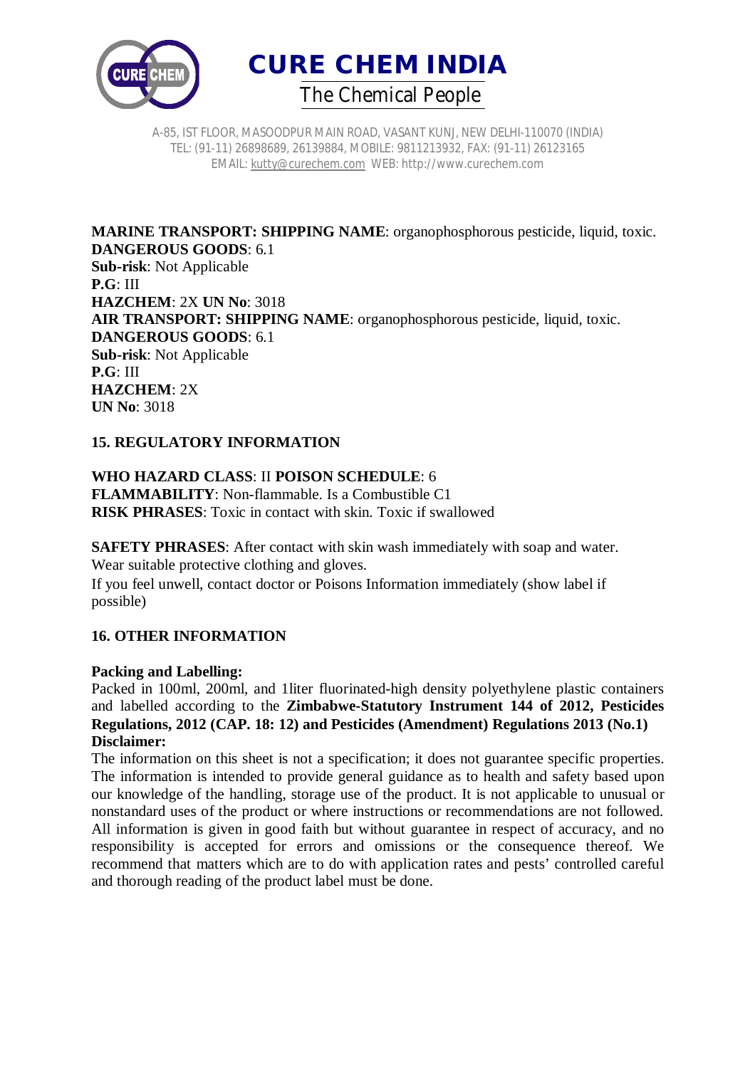**MARINE TRANSPORT: SHIPPING NAME**: organophosphorous pesticide, liquid, toxic.
**DANGEROUS GOODS**: 6.1
**Sub-risk**: Not Applicable
**P.G**: III
**HAZCHEM**: 2X **UN No**: 3018
**AIR TRANSPORT: SHIPPING NAME**: organophosphorous pesticide, liquid, toxic.
**DANGEROUS GOODS**: 6.1
**Sub-risk**: Not Applicable
**P.G**: III
**HAZCHEM**: 2X
**UN No**: 3018

## 15. REGULATORY INFORMATION

**WHO HAZARD CLASS**: II **POISON SCHEDULE**: 6
**FLAMMABILITY**: Non-flammable. Is a Combustible C1
**RISK PHRASES**: Toxic in contact with skin. Toxic if swallowed

**SAFETY PHRASES**: After contact with skin wash immediately with soap and water.
Wear suitable protective clothing and gloves.
If you feel unwell, contact doctor or Poisons Information immediately (show label if possible)

## 16. OTHER INFORMATION

**Packing and Labelling:**
Packed in 100ml, 200ml, and 1liter fluorinated-high density polyethylene plastic containers and labelled according to the **Zimbabwe-Statutory Instrument 144 of 2012, Pesticides Regulations, 2012 (CAP. 18: 12) and Pesticides (Amendment) Regulations 2013 (No.1)**
**Disclaimer:**
The information on this sheet is not a specification; it does not guarantee specific properties. The information is intended to provide general guidance as to health and safety based upon our knowledge of the handling, storage use of the product. It is not applicable to unusual or nonstandard uses of the product or where instructions or recommendations are not followed. All information is given in good faith but without guarantee in respect of accuracy, and no responsibility is accepted for errors and omissions or the consequence thereof. We recommend that matters which are to do with application rates and pests' controlled careful and thorough reading of the product label must be done.